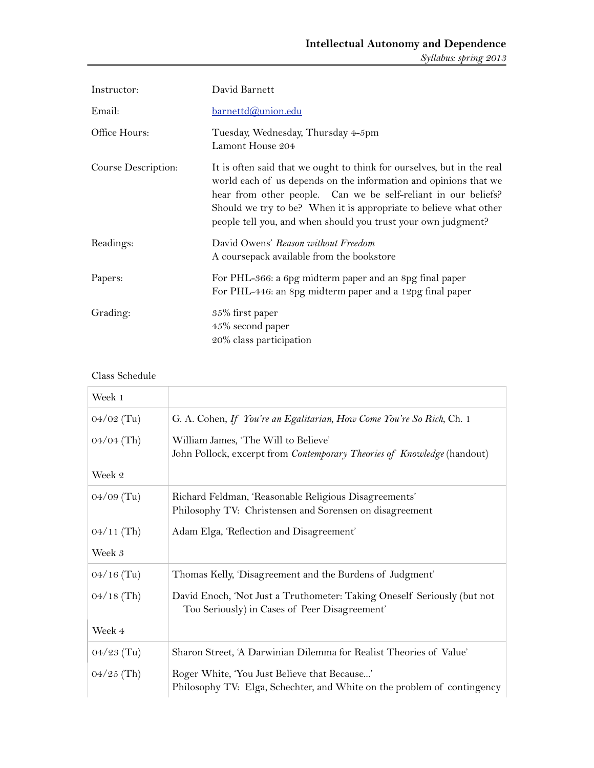# Intellectual Autonomy and Dependence

*Syllabus: spring 2013*

| | |
|---|---|
| Instructor: | David Barnett |
| Email: | barnettd@union.edu |
| Office Hours: | Tuesday, Wednesday, Thursday 4-5pm<br>Lamont House 204 |
| Course Description: | It is often said that we ought to think for ourselves, but in the real world each of us depends on the information and opinions that we hear from other people. Can we be self-reliant in our beliefs? Should we try to be? When it is appropriate to believe what other people tell you, and when should you trust your own judgment? |
| Readings: | David Owens' *Reason without Freedom*<br>A coursepack available from the bookstore |
| Papers: | For PHL-366: a 6pg midterm paper and an 8pg final paper<br>For PHL-446: an 8pg midterm paper and a 12pg final paper |
| Grading: | 35% first paper<br>45% second paper<br>20% class participation |

Class Schedule

| Week 1 | |
|---|---|
| 04/02 (Tu) | G. A. Cohen, *If You're an Egalitarian, How Come You're So Rich*, Ch. 1 |
| 04/04 (Th) | William James, 'The Will to Believe'<br>John Pollock, excerpt from *Contemporary Theories of Knowledge* (handout) |
| **Week 2** | |
| 04/09 (Tu) | Richard Feldman, 'Reasonable Religious Disagreements'<br>Philosophy TV: Christensen and Sorensen on disagreement |
| 04/11 (Th) | Adam Elga, 'Reflection and Disagreement' |
| **Week 3** | |
| 04/16 (Tu) | Thomas Kelly, 'Disagreement and the Burdens of Judgment' |
| 04/18 (Th) | David Enoch, 'Not Just a Truthometer: Taking Oneself Seriously (but not Too Seriously) in Cases of Peer Disagreement' |
| **Week 4** | |
| 04/23 (Tu) | Sharon Street, 'A Darwinian Dilemma for Realist Theories of Value' |
| 04/25 (Th) | Roger White, 'You Just Believe that Because...'<br>Philosophy TV: Elga, Schechter, and White on the problem of contingency |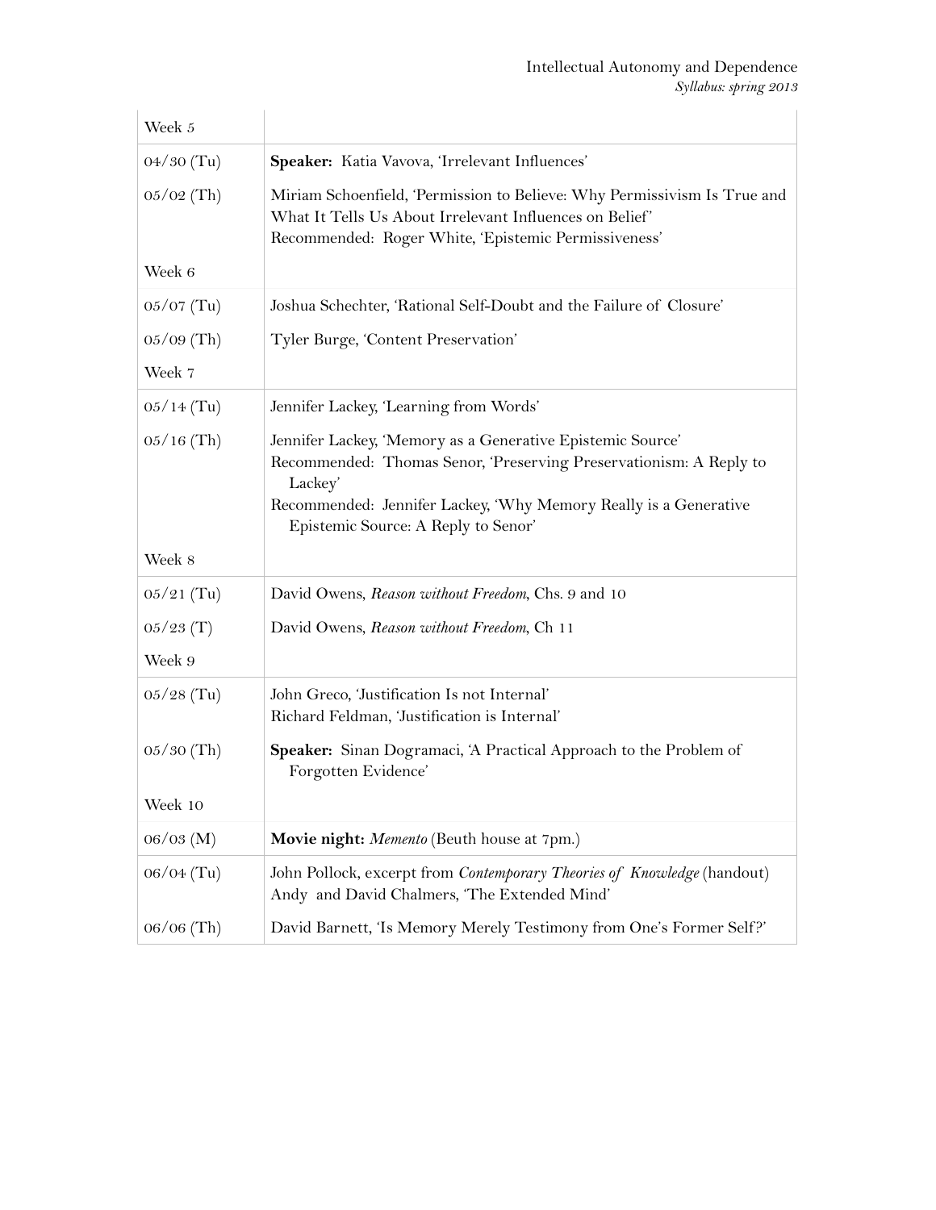| | |
|---|---|
| Week 5 | |
| 04/30 (Tu) | **Speaker:** Katia Vavova, 'Irrelevant Influences' |
| 05/02 (Th) | Miriam Schoenfield, 'Permission to Believe: Why Permissivism Is True and What It Tells Us About Irrelevant Influences on Belief'<br>Recommended: Roger White, 'Epistemic Permissiveness' |
| Week 6 | |
| 05/07 (Tu) | Joshua Schechter, 'Rational Self-Doubt and the Failure of Closure' |
| 05/09 (Th) | Tyler Burge, 'Content Preservation' |
| Week 7 | |
| 05/14 (Tu) | Jennifer Lackey, 'Learning from Words' |
| 05/16 (Th) | Jennifer Lackey, 'Memory as a Generative Epistemic Source'<br>Recommended: Thomas Senor, 'Preserving Preservationism: A Reply to Lackey'<br>Recommended: Jennifer Lackey, 'Why Memory Really is a Generative Epistemic Source: A Reply to Senor' |
| Week 8 | |
| 05/21 (Tu) | David Owens, *Reason without Freedom*, Chs. 9 and 10 |
| 05/23 (T) | David Owens, *Reason without Freedom*, Ch 11 |
| Week 9 | |
| 05/28 (Tu) | John Greco, 'Justification Is not Internal'<br>Richard Feldman, 'Justification is Internal' |
| 05/30 (Th) | **Speaker:** Sinan Dogramaci, 'A Practical Approach to the Problem of Forgotten Evidence' |
| Week 10 | |
| 06/03 (M) | **Movie night:** *Memento* (Beuth house at 7pm.) |
| 06/04 (Tu) | John Pollock, excerpt from *Contemporary Theories of Knowledge* (handout)<br>Andy and David Chalmers, 'The Extended Mind' |
| 06/06 (Th) | David Barnett, 'Is Memory Merely Testimony from One's Former Self?' |